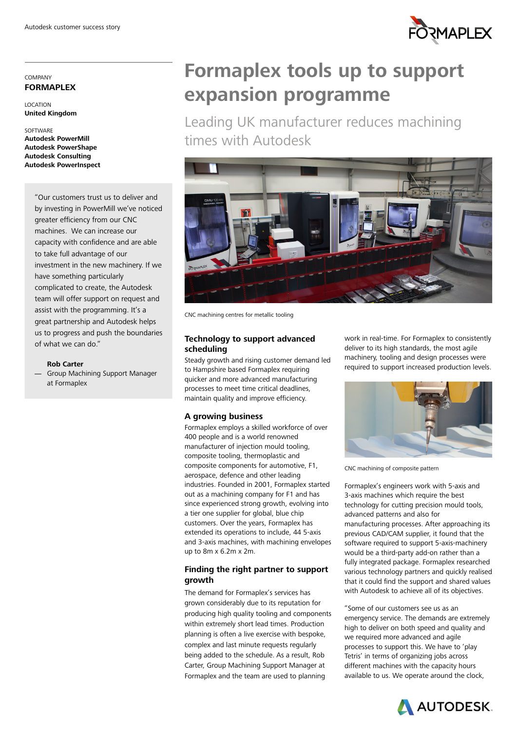Autodesk customer success story

COMPANY
**FORMAPLEX**

LOCATION
**United Kingdom**

SOFTWARE
**Autodesk PowerMill**
**Autodesk PowerShape**
**Autodesk Consulting**
**Autodesk PowerInspect**

"Our customers trust us to deliver and by investing in PowerMill we've noticed greater efficiency from our CNC machines. We can increase our capacity with confidence and are able to take full advantage of our investment in the new machinery. If we have something particularly complicated to create, the Autodesk team will offer support on request and assist with the programming. It's a great partnership and Autodesk helps us to progress and push the boundaries of what we can do."

— **Rob Carter**
Group Machining Support Manager at Formaplex

# Formaplex tools up to support expansion programme

## Leading UK manufacturer reduces machining times with Autodesk

CNC machining centres for metallic tooling

### Technology to support advanced scheduling

Steady growth and rising customer demand led to Hampshire based Formaplex requiring quicker and more advanced manufacturing processes to meet time critical deadlines, maintain quality and improve efficiency.

### A growing business

Formaplex employs a skilled workforce of over 400 people and is a world renowned manufacturer of injection mould tooling, composite tooling, thermoplastic and composite components for automotive, F1, aerospace, defence and other leading industries. Founded in 2001, Formaplex started out as a machining company for F1 and has since experienced strong growth, evolving into a tier one supplier for global, blue chip customers. Over the years, Formaplex has extended its operations to include, 44 5-axis and 3-axis machines, with machining envelopes up to 8m x 6.2m x 2m.

### Finding the right partner to support growth

The demand for Formaplex's services has grown considerably due to its reputation for producing high quality tooling and components within extremely short lead times. Production planning is often a live exercise with bespoke, complex and last minute requests regularly being added to the schedule. As a result, Rob Carter, Group Machining Support Manager at Formaplex and the team are used to planning work in real-time. For Formaplex to consistently deliver to its high standards, the most agile machinery, tooling and design processes were required to support increased production levels.

CNC machining of composite pattern

Formaplex's engineers work with 5-axis and 3-axis machines which require the best technology for cutting precision mould tools, advanced patterns and also for manufacturing processes. After approaching its previous CAD/CAM supplier, it found that the software required to support 5-axis-machinery would be a third-party add-on rather than a fully integrated package. Formaplex researched various technology partners and quickly realised that it could find the support and shared values with Autodesk to achieve all of its objectives.

"Some of our customers see us as an emergency service. The demands are extremely high to deliver on both speed and quality and we required more advanced and agile processes to support this. We have to 'play Tetris' in terms of organizing jobs across different machines with the capacity hours available to us. We operate around the clock,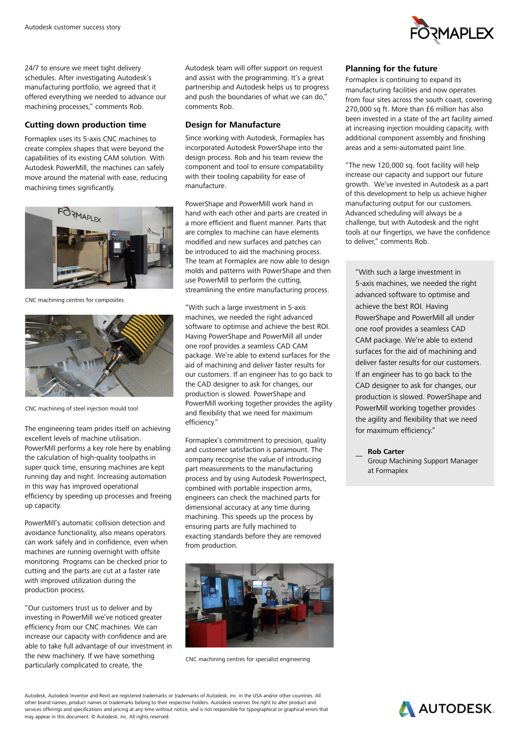24/7 to ensure we meet tight delivery schedules. After investigating Autodesk's manufacturing portfolio, we agreed that it offered everything we needed to advance our machining processes," comments Rob.

### Cutting down production time

Formaplex uses its 5-axis CNC machines to create complex shapes that were beyond the capabilities of its existing CAM solution. With Autodesk PowerMill, the machines can safely move around the material with ease, reducing machining times significantly.

CNC machining centres for composites

CNC machining of steel injection mould tool

The engineering team prides itself on achieving excellent levels of machine utilisation. PowerMill performs a key role here by enabling the calculation of high-quality toolpaths in super quick time, ensuring machines are kept running day and night. Increasing automation in this way has improved operational efficiency by speeding up processes and freeing up capacity.

PowerMill's automatic collision detection and avoidance functionality, also means operators can work safely and in confidence, even when machines are running overnight with offsite monitoring. Programs can be checked prior to cutting and the parts are cut at a faster rate with improved utilization during the production process.

"Our customers trust us to deliver and by investing in PowerMill we've noticed greater efficiency from our CNC machines. We can increase our capacity with confidence and are able to take full advantage of our investment in the new machinery. If we have something particularly complicated to create, the Autodesk team will offer support on request and assist with the programming. It's a great partnership and Autodesk helps us to progress and push the boundaries of what we can do," comments Rob.

### Design for Manufacture

Since working with Autodesk, Formaplex has incorporated Autodesk PowerShape into the design process. Rob and his team review the component and tool to ensure compatability with their tooling capability for ease of manufacture.

PowerShape and PowerMill work hand in hand with each other and parts are created in a more efficient and fluent manner. Parts that are complex to machine can have elements modified and new surfaces and patches can be introduced to aid the machining process. The team at Formaplex are now able to design molds and patterns with PowerShape and then use PowerMill to perform the cutting, streamlining the entire manufacturing process.

"With such a large investment in 5-axis machines, we needed the right advanced software to optimise and achieve the best ROI. Having PowerShape and PowerMill all under one roof provides a seamless CAD CAM package. We're able to extend surfaces for the aid of machining and deliver faster results for our customers. If an engineer has to go back to the CAD designer to ask for changes, our production is slowed. PowerShape and PowerMill working together provides the agility and flexibility that we need for maximum efficiency."

Formaplex's commitment to precision, quality and customer satisfaction is paramount. The company recognise the value of introducing part measurements to the manufacturing process and by using Autodesk PowerInspect, combined with portable inspection arms, engineers can check the machined parts for dimensional accuracy at any time during machining. This speeds up the process by ensuring parts are fully machined to exacting standards before they are removed from production.

CNC machining centres for specialist engineering

### Planning for the future

Formaplex is continuing to expand its manufacturing facilities and now operates from four sites across the south coast, covering 270,000 sq ft. More than £6 million has also been invested in a state of the art facility aimed at increasing injection moulding capacity, with additional component assembly and finishing areas and a semi-automated paint line.

"The new 120,000 sq. foot facility will help increase our capacity and support our future growth. We've invested in Autodesk as a part of this development to help us achieve higher manufacturing output for our customers. Advanced scheduling will always be a challenge, but with Autodesk and the right tools at our fingertips, we have the confidence to deliver," comments Rob.

> "With such a large investment in 5-axis machines, we needed the right advanced software to optimise and achieve the best ROI. Having PowerShape and PowerMill all under one roof provides a seamless CAD CAM package. We're able to extend surfaces for the aid of machining and deliver faster results for our customers. If an engineer has to go back to the CAD designer to ask for changes, our production is slowed. PowerShape and PowerMill working together provides the agility and flexibility that we need for maximum efficiency."
>
> — **Rob Carter**
> Group Machining Support Manager at Formaplex

Autodesk, Autodesk Inventor and Revit are registered trademarks or trademarks of Autodesk, inc. in the USA and/or other countries. All other brand names, product names or trademarks belong to their respective holders. Autodesk reserves the right to alter product and services offerings and specifications and pricing at any time without notice, and is not responsible for typographical or graphical errors that may appear in this document. © Autodesk, inc. All rights reserved.